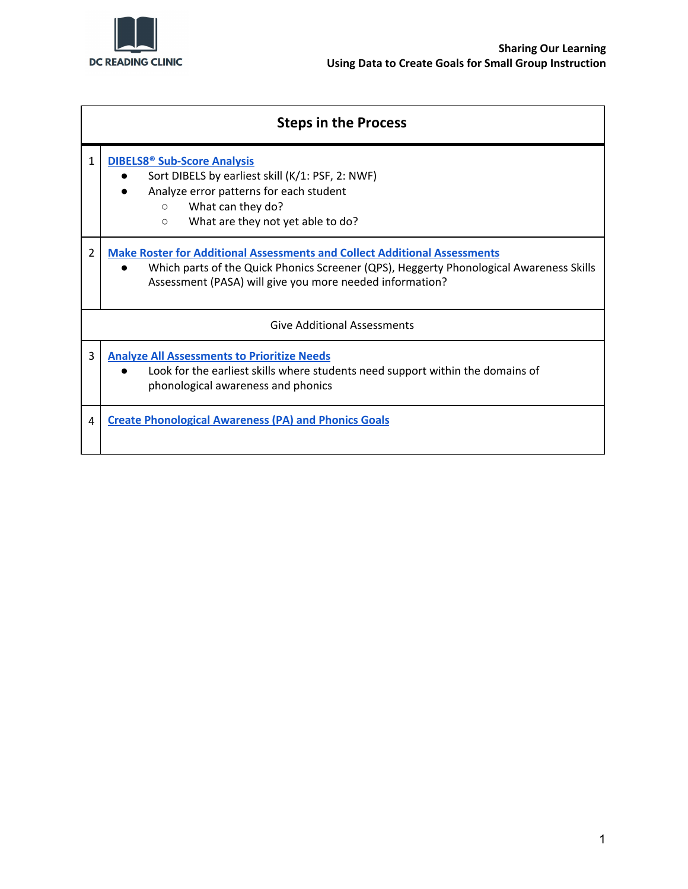**Sharing Our Learning**
**Using Data to Create Goals for Small Group Instruction**

| | **Steps in the Process** |
|---|---|
| 1 | **DIBELS8® Sub-Score Analysis**<br>● Sort DIBELS by earliest skill (K/1: PSF, 2: NWF)<br>● Analyze error patterns for each student<br>○ What can they do?<br>○ What are they not yet able to do? |
| 2 | **Make Roster for Additional Assessments and Collect Additional Assessments**<br>● Which parts of the Quick Phonics Screener (QPS), Heggerty Phonological Awareness Skills Assessment (PASA) will give you more needed information? |
| | Give Additional Assessments |
| 3 | **Analyze All Assessments to Prioritize Needs**<br>● Look for the earliest skills where students need support within the domains of phonological awareness and phonics |
| 4 | **Create Phonological Awareness (PA) and Phonics Goals** |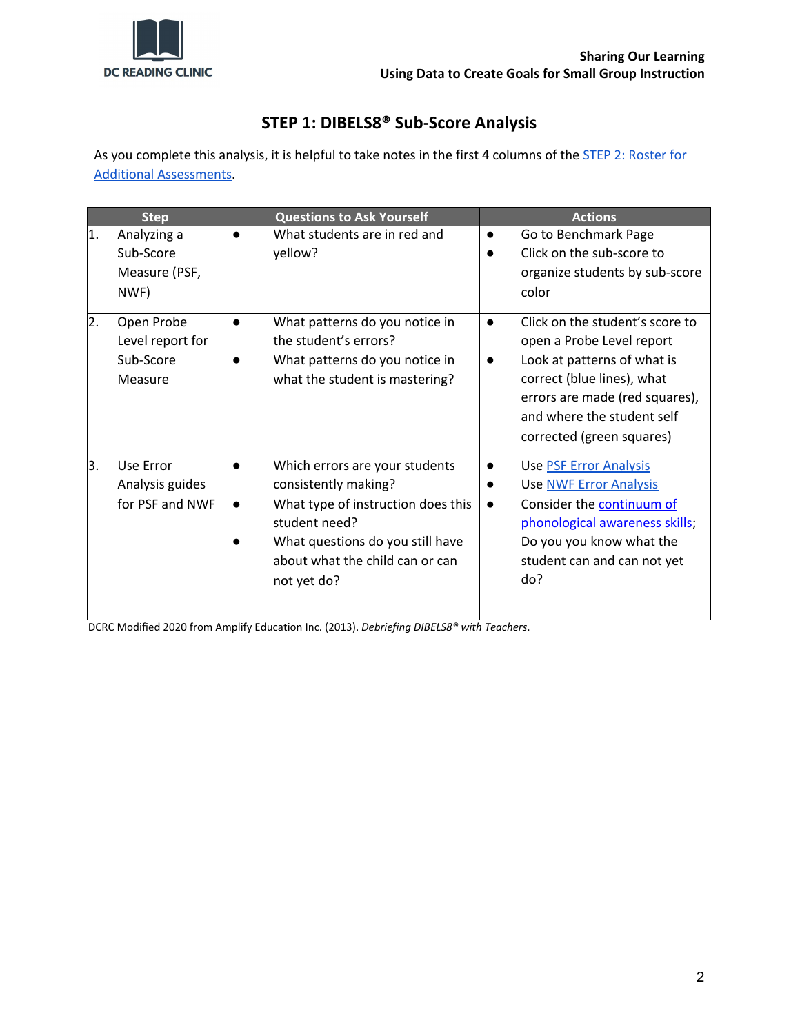## STEP 1: DIBELS8® Sub-Score Analysis

As you complete this analysis, it is helpful to take notes in the first 4 columns of the STEP 2: Roster for Additional Assessments.

| Step | Questions to Ask Yourself | Actions |
|---|---|---|
| 1. Analyzing a Sub-Score Measure (PSF, NWF) | • What students are in red and yellow? | • Go to Benchmark Page<br>• Click on the sub-score to organize students by sub-score color |
| 2. Open Probe Level report for Sub-Score Measure | • What patterns do you notice in the student's errors?<br>• What patterns do you notice in what the student is mastering? | • Click on the student's score to open a Probe Level report<br>• Look at patterns of what is correct (blue lines), what errors are made (red squares), and where the student self corrected (green squares) |
| 3. Use Error Analysis guides for PSF and NWF | • Which errors are your students consistently making?<br>• What type of instruction does this student need?<br>• What questions do you still have about what the child can or can not yet do? | • Use PSF Error Analysis<br>• Use NWF Error Analysis<br>• Consider the continuum of phonological awareness skills; Do you you know what the student can and can not yet do? |

DCRC Modified 2020 from Amplify Education Inc. (2013). *Debriefing DIBELS8® with Teachers*.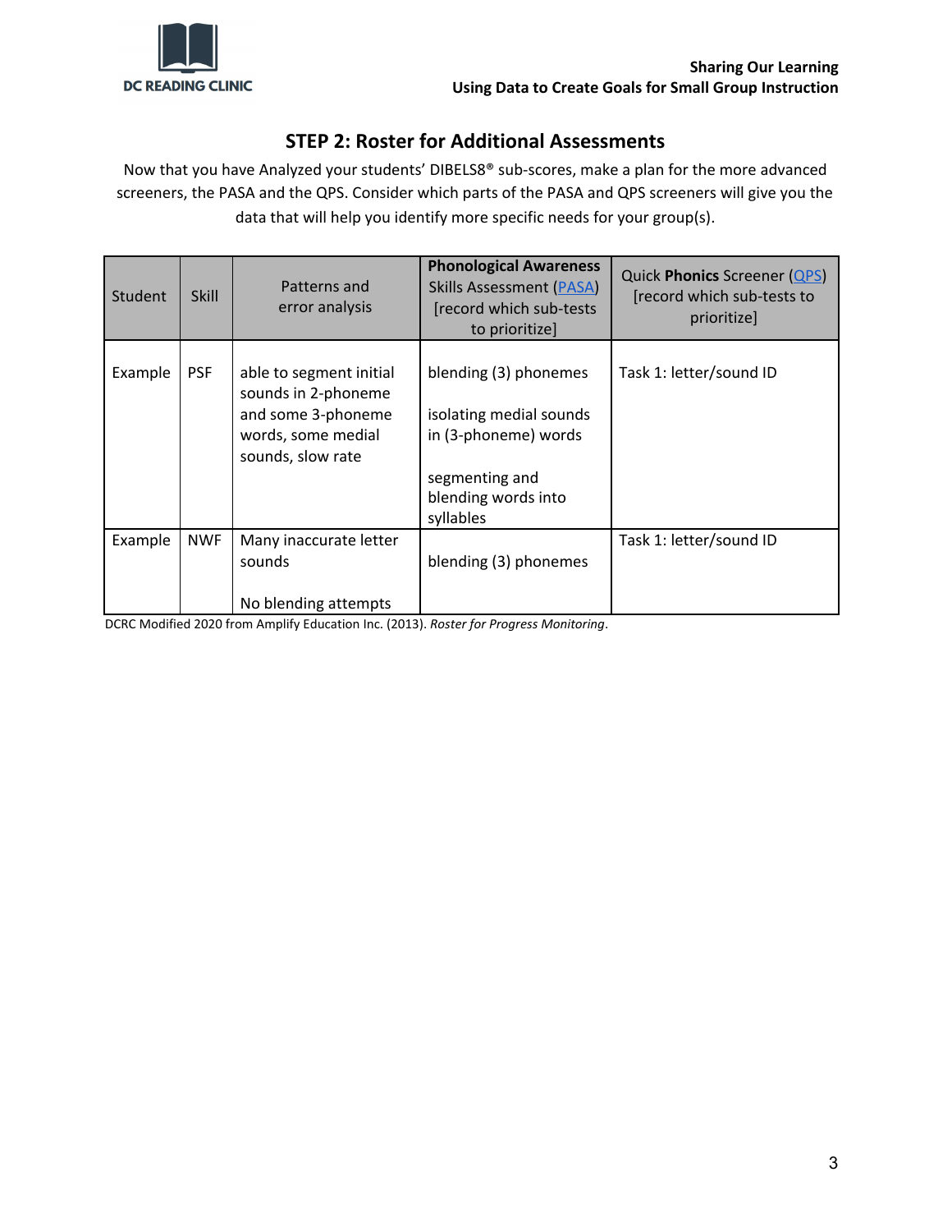## STEP 2: Roster for Additional Assessments

Now that you have Analyzed your students' DIBELS8® sub-scores, make a plan for the more advanced screeners, the PASA and the QPS. Consider which parts of the PASA and QPS screeners will give you the data that will help you identify more specific needs for your group(s).

| Student | Skill | Patterns and error analysis | **Phonological Awareness** Skills Assessment (PASA) [record which sub-tests to prioritize] | Quick **Phonics** Screener (QPS) [record which sub-tests to prioritize] |
|---|---|---|---|---|
| Example | PSF | able to segment initial sounds in 2-phoneme and some 3-phoneme words, some medial sounds, slow rate | blending (3) phonemes<br><br>isolating medial sounds in (3-phoneme) words<br><br>segmenting and blending words into syllables | Task 1: letter/sound ID |
| Example | NWF | Many inaccurate letter sounds<br><br>No blending attempts | blending (3) phonemes | Task 1: letter/sound ID |

DCRC Modified 2020 from Amplify Education Inc. (2013). *Roster for Progress Monitoring*.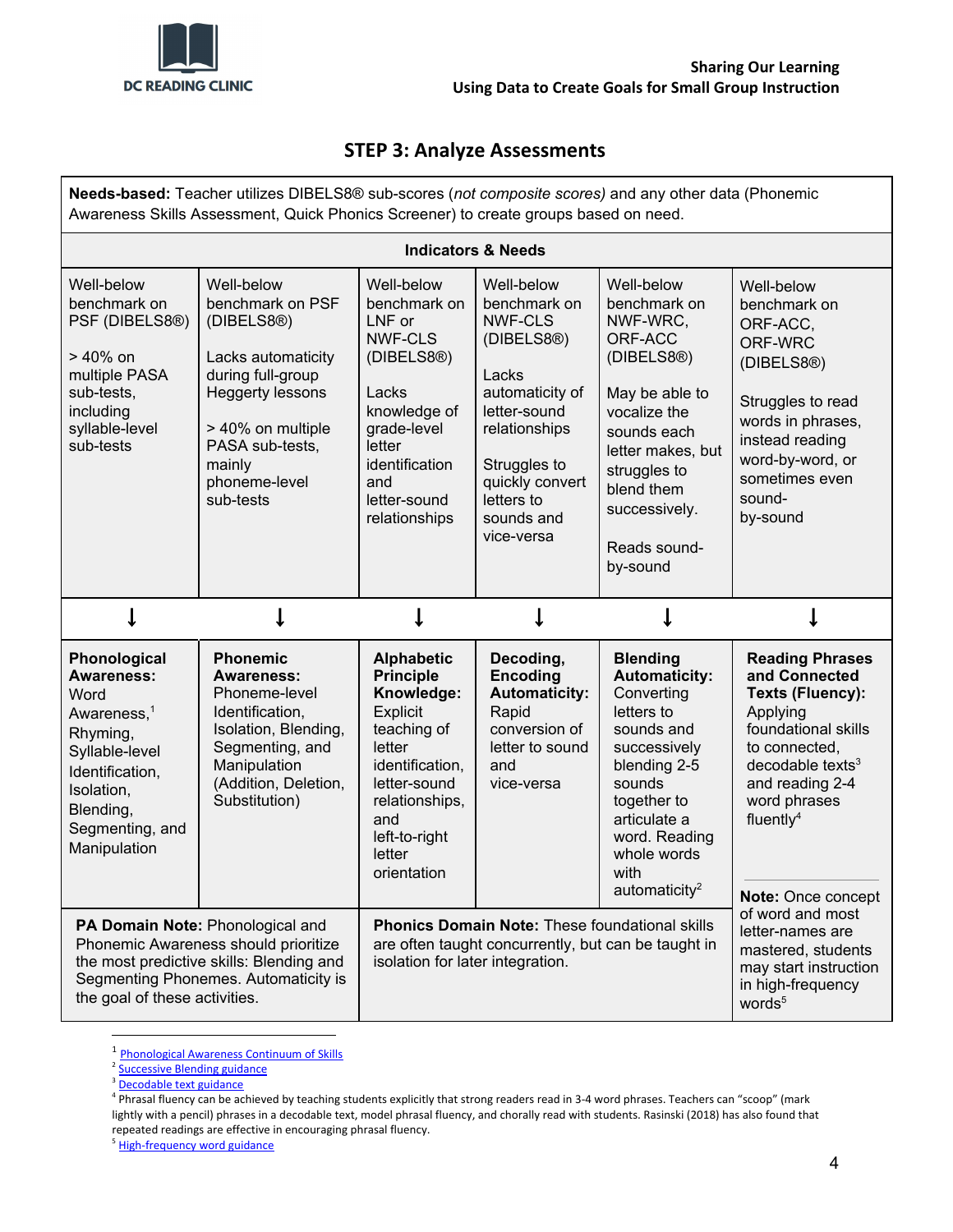## STEP 3: Analyze Assessments

**Needs-based:** Teacher utilizes DIBELS8® sub-scores (*not composite scores)* and any other data (Phonemic Awareness Skills Assessment, Quick Phonics Screener) to create groups based on need.

| Indicators & Needs | | | | | |
|---|---|---|---|---|---|
| Well-below benchmark on PSF (DIBELS8®)<br><br>> 40% on multiple PASA sub-tests, including syllable-level sub-tests | Well-below benchmark on PSF (DIBELS8®)<br><br>Lacks automaticity during full-group Heggerty lessons<br><br>> 40% on multiple PASA sub-tests, mainly phoneme-level sub-tests | Well-below benchmark on LNF or NWF-CLS (DIBELS8®)<br><br>Lacks knowledge of grade-level letter identification and letter-sound relationships | Well-below benchmark on NWF-CLS (DIBELS8®)<br><br>Lacks automaticity of letter-sound relationships<br><br>Struggles to quickly convert letters to sounds and vice-versa | Well-below benchmark on NWF-WRC, ORF-ACC (DIBELS8®)<br><br>May be able to vocalize the sounds each letter makes, but struggles to blend them successively.<br><br>Reads sound-by-sound | Well-below benchmark on ORF-ACC, ORF-WRC (DIBELS8®)<br><br>Struggles to read words in phrases, instead reading word-by-word, or sometimes even sound-by-sound |
| ↓ | ↓ | ↓ | ↓ | ↓ | ↓ |
| **Phonological Awareness:** Word Awareness,[1] Rhyming, Syllable-level Identification, Isolation, Blending, Segmenting, and Manipulation | **Phonemic Awareness:** Phoneme-level Identification, Isolation, Blending, Segmenting, and Manipulation (Addition, Deletion, Substitution) | **Alphabetic Principle Knowledge:** Explicit teaching of letter identification, letter-sound relationships, and left-to-right letter orientation | **Decoding, Encoding Automaticity:** Rapid conversion of letter to sound and vice-versa | **Blending Automaticity:** Converting letters to sounds and successively blending 2-5 sounds together to articulate a word. Reading whole words with automaticity[2] | **Reading Phrases and Connected Texts (Fluency):** Applying foundational skills to connected, decodable texts[3] and reading 2-4 word phrases fluently[4]<br><br>**Note:** Once concept of word and most letter-names are mastered, students may start instruction in high-frequency words[5] |
| **PA Domain Note:** Phonological and Phonemic Awareness should prioritize the most predictive skills: Blending and Segmenting Phonemes. Automaticity is the goal of these activities. | | **Phonics Domain Note:** These foundational skills are often taught concurrently, but can be taught in isolation for later integration. | | | |

[1] Phonological Awareness Continuum of Skills

[2] Successive Blending guidance

[3] Decodable text guidance

[4] Phrasal fluency can be achieved by teaching students explicitly that strong readers read in 3-4 word phrases. Teachers can "scoop" (mark lightly with a pencil) phrases in a decodable text, model phrasal fluency, and chorally read with students. Rasinski (2018) has also found that repeated readings are effective in encouraging phrasal fluency.

[5] High-frequency word guidance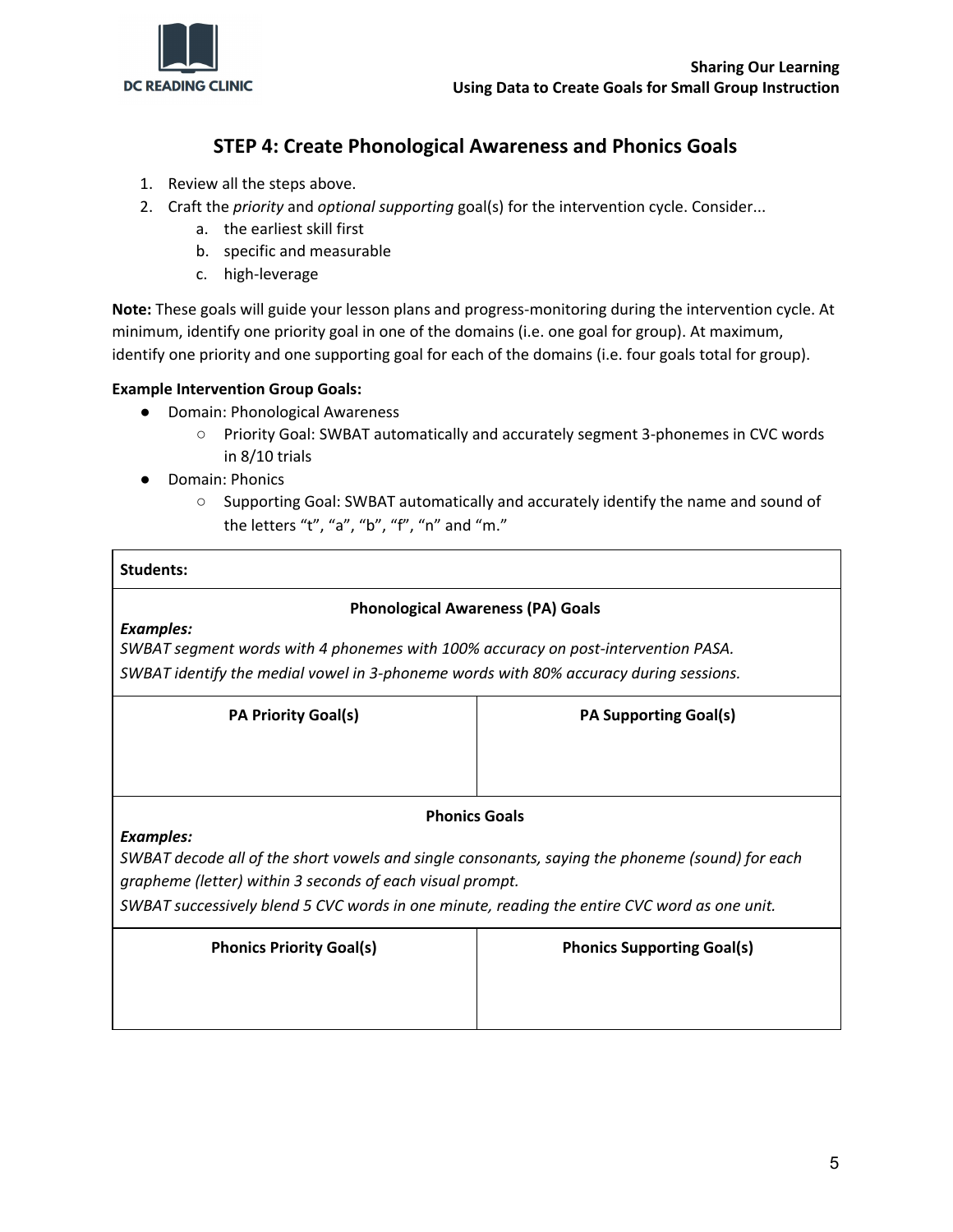## STEP 4: Create Phonological Awareness and Phonics Goals

1. Review all the steps above.
2. Craft the *priority* and *optional supporting* goal(s) for the intervention cycle. Consider...
   a. the earliest skill first
   b. specific and measurable
   c. high-leverage

**Note:** These goals will guide your lesson plans and progress-monitoring during the intervention cycle. At minimum, identify one priority goal in one of the domains (i.e. one goal for group). At maximum, identify one priority and one supporting goal for each of the domains (i.e. four goals total for group).

**Example Intervention Group Goals:**

- Domain: Phonological Awareness
  - Priority Goal: SWBAT automatically and accurately segment 3-phonemes in CVC words in 8/10 trials
- Domain: Phonics
  - Supporting Goal: SWBAT automatically and accurately identify the name and sound of the letters "t", "a", "b", "f", "n" and "m."

| **Students:** | |
|---|---|
| **Phonological Awareness (PA) Goals**<br>***Examples:***<br>*SWBAT segment words with 4 phonemes with 100% accuracy on post-intervention PASA.*<br>*SWBAT identify the medial vowel in 3-phoneme words with 80% accuracy during sessions.* | |
| **PA Priority Goal(s)** | **PA Supporting Goal(s)** |
| | |
| **Phonics Goals**<br>***Examples:***<br>*SWBAT decode all of the short vowels and single consonants, saying the phoneme (sound) for each grapheme (letter) within 3 seconds of each visual prompt.*<br>*SWBAT successively blend 5 CVC words in one minute, reading the entire CVC word as one unit.* | |
| **Phonics Priority Goal(s)** | **Phonics Supporting Goal(s)** |
| | |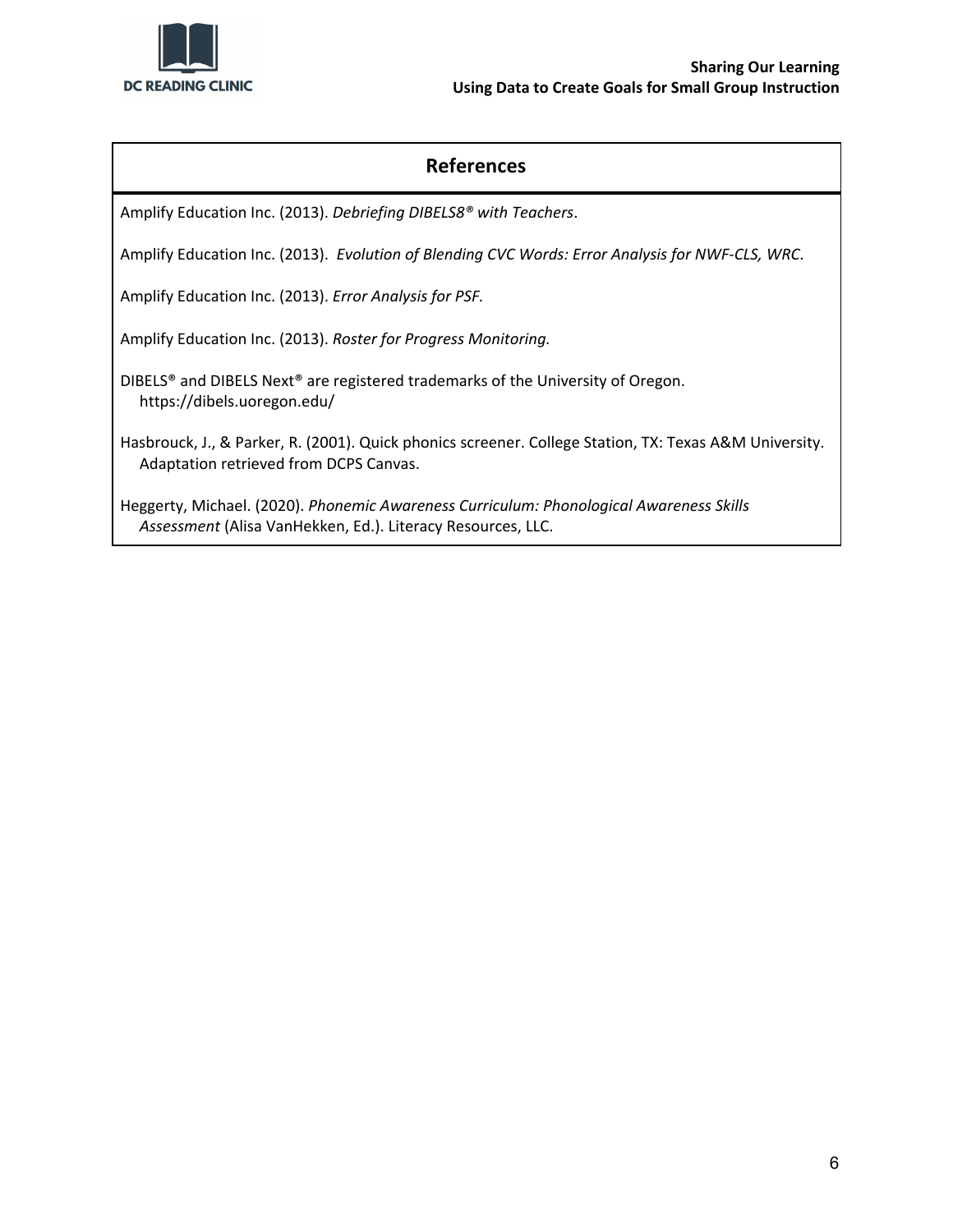## References

Amplify Education Inc. (2013). *Debriefing DIBELS8® with Teachers*.

Amplify Education Inc. (2013). *Evolution of Blending CVC Words: Error Analysis for NWF-CLS, WRC*.

Amplify Education Inc. (2013). *Error Analysis for PSF.*

Amplify Education Inc. (2013). *Roster for Progress Monitoring.*

DIBELS® and DIBELS Next® are registered trademarks of the University of Oregon. https://dibels.uoregon.edu/

Hasbrouck, J., & Parker, R. (2001). Quick phonics screener. College Station, TX: Texas A&M University. Adaptation retrieved from DCPS Canvas.

Heggerty, Michael. (2020). *Phonemic Awareness Curriculum: Phonological Awareness Skills Assessment* (Alisa VanHekken, Ed.). Literacy Resources, LLC.